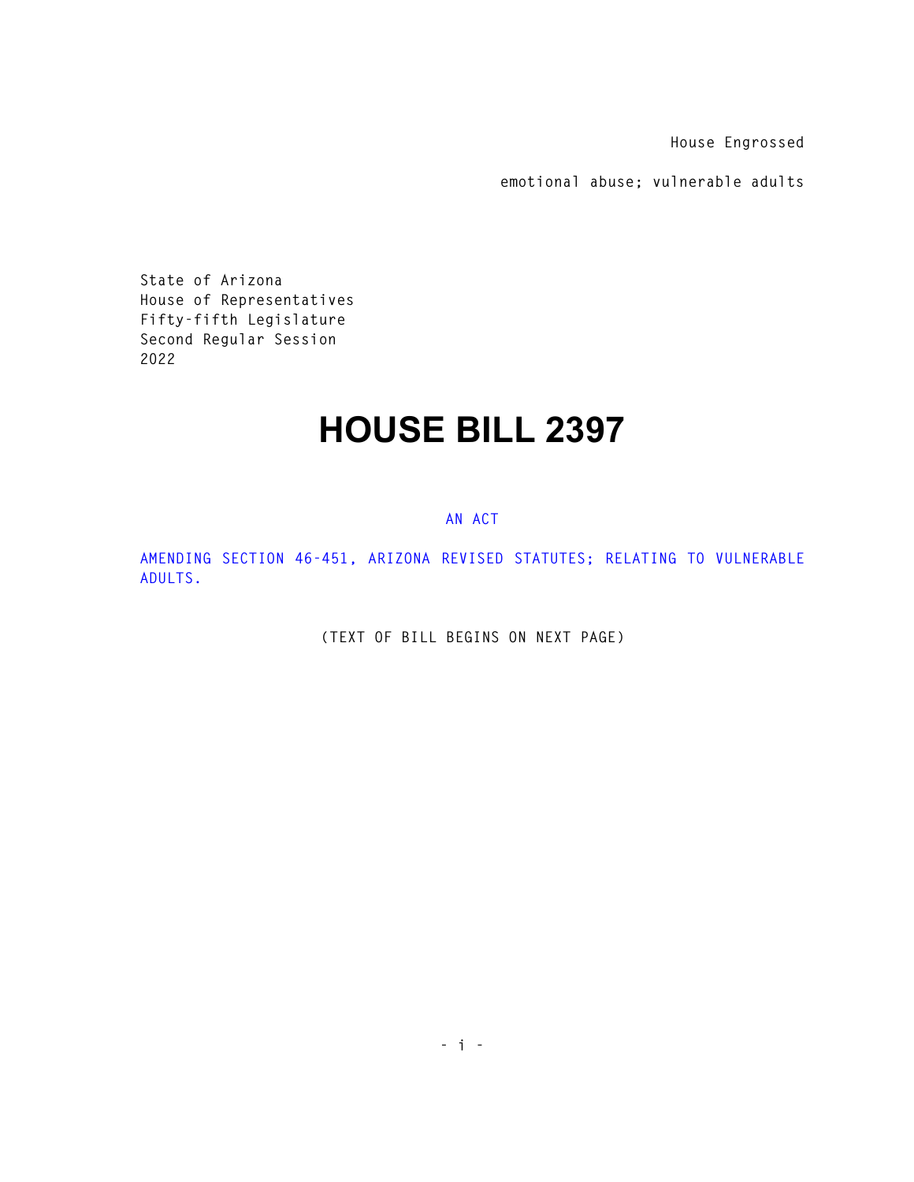House Engrossed

emotional abuse; vulnerable adults

State of Arizona
House of Representatives
Fifty-fifth Legislature
Second Regular Session
2022

# HOUSE BILL 2397

AN ACT

AMENDING SECTION 46-451, ARIZONA REVISED STATUTES; RELATING TO VULNERABLE ADULTS.

(TEXT OF BILL BEGINS ON NEXT PAGE)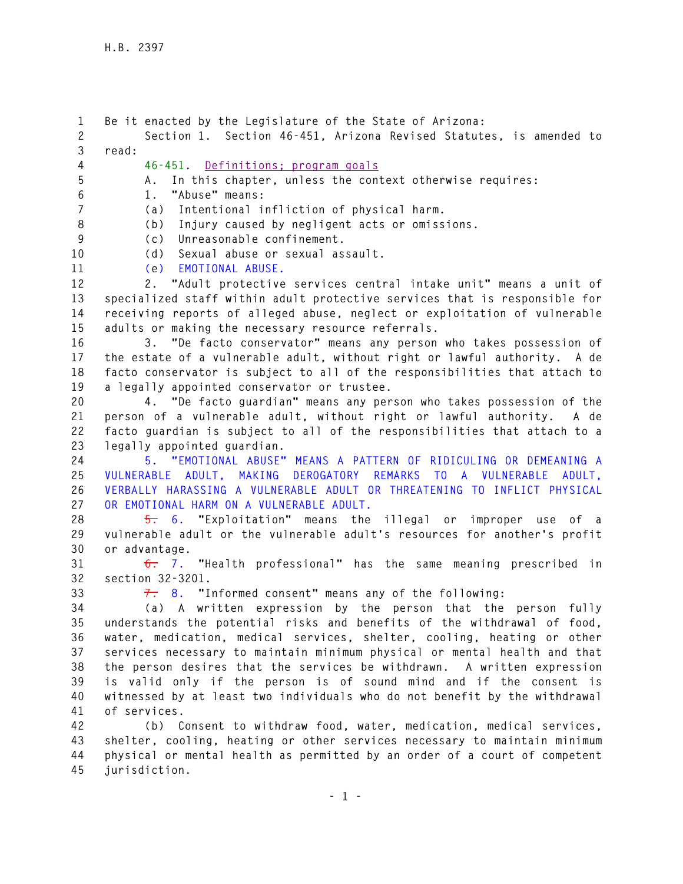Be it enacted by the Legislature of the State of Arizona:

Section 1. Section 46-451, Arizona Revised Statutes, is amended to read:

46-451. Definitions; program goals

A. In this chapter, unless the context otherwise requires:

1. "Abuse" means:

(a) Intentional infliction of physical harm.

(b) Injury caused by negligent acts or omissions.

(c) Unreasonable confinement.

(d) Sexual abuse or sexual assault.

(e) EMOTIONAL ABUSE.

2. "Adult protective services central intake unit" means a unit of specialized staff within adult protective services that is responsible for receiving reports of alleged abuse, neglect or exploitation of vulnerable adults or making the necessary resource referrals.

3. "De facto conservator" means any person who takes possession of the estate of a vulnerable adult, without right or lawful authority. A de facto conservator is subject to all of the responsibilities that attach to a legally appointed conservator or trustee.

4. "De facto guardian" means any person who takes possession of the person of a vulnerable adult, without right or lawful authority. A de facto guardian is subject to all of the responsibilities that attach to a legally appointed guardian.

5. "EMOTIONAL ABUSE" MEANS A PATTERN OF RIDICULING OR DEMEANING A VULNERABLE ADULT, MAKING DEROGATORY REMARKS TO A VULNERABLE ADULT, VERBALLY HARASSING A VULNERABLE ADULT OR THREATENING TO INFLICT PHYSICAL OR EMOTIONAL HARM ON A VULNERABLE ADULT.

~~5.~~ 6. "Exploitation" means the illegal or improper use of a vulnerable adult or the vulnerable adult's resources for another's profit or advantage.

~~6.~~ 7. "Health professional" has the same meaning prescribed in section 32-3201.

~~7.~~ 8. "Informed consent" means any of the following:

(a) A written expression by the person that the person fully understands the potential risks and benefits of the withdrawal of food, water, medication, medical services, shelter, cooling, heating or other services necessary to maintain minimum physical or mental health and that the person desires that the services be withdrawn. A written expression is valid only if the person is of sound mind and if the consent is witnessed by at least two individuals who do not benefit by the withdrawal of services.

(b) Consent to withdraw food, water, medication, medical services, shelter, cooling, heating or other services necessary to maintain minimum physical or mental health as permitted by an order of a court of competent jurisdiction.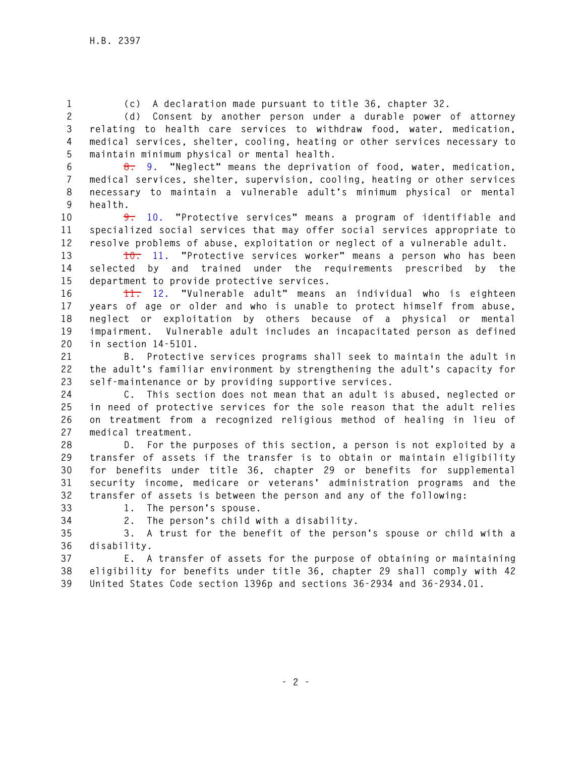(c) A declaration made pursuant to title 36, chapter 32.

(d) Consent by another person under a durable power of attorney relating to health care services to withdraw food, water, medication, medical services, shelter, cooling, heating or other services necessary to maintain minimum physical or mental health.

~~8.~~ 9. "Neglect" means the deprivation of food, water, medication, medical services, shelter, supervision, cooling, heating or other services necessary to maintain a vulnerable adult's minimum physical or mental health.

~~9.~~ 10. "Protective services" means a program of identifiable and specialized social services that may offer social services appropriate to resolve problems of abuse, exploitation or neglect of a vulnerable adult.

~~10.~~ 11. "Protective services worker" means a person who has been selected by and trained under the requirements prescribed by the department to provide protective services.

~~11.~~ 12. "Vulnerable adult" means an individual who is eighteen years of age or older and who is unable to protect himself from abuse, neglect or exploitation by others because of a physical or mental impairment. Vulnerable adult includes an incapacitated person as defined in section 14-5101.

B. Protective services programs shall seek to maintain the adult in the adult's familiar environment by strengthening the adult's capacity for self-maintenance or by providing supportive services.

C. This section does not mean that an adult is abused, neglected or in need of protective services for the sole reason that the adult relies on treatment from a recognized religious method of healing in lieu of medical treatment.

D. For the purposes of this section, a person is not exploited by a transfer of assets if the transfer is to obtain or maintain eligibility for benefits under title 36, chapter 29 or benefits for supplemental security income, medicare or veterans' administration programs and the transfer of assets is between the person and any of the following:

1. The person's spouse.

2. The person's child with a disability.

3. A trust for the benefit of the person's spouse or child with a disability.

E. A transfer of assets for the purpose of obtaining or maintaining eligibility for benefits under title 36, chapter 29 shall comply with 42 United States Code section 1396p and sections 36-2934 and 36-2934.01.